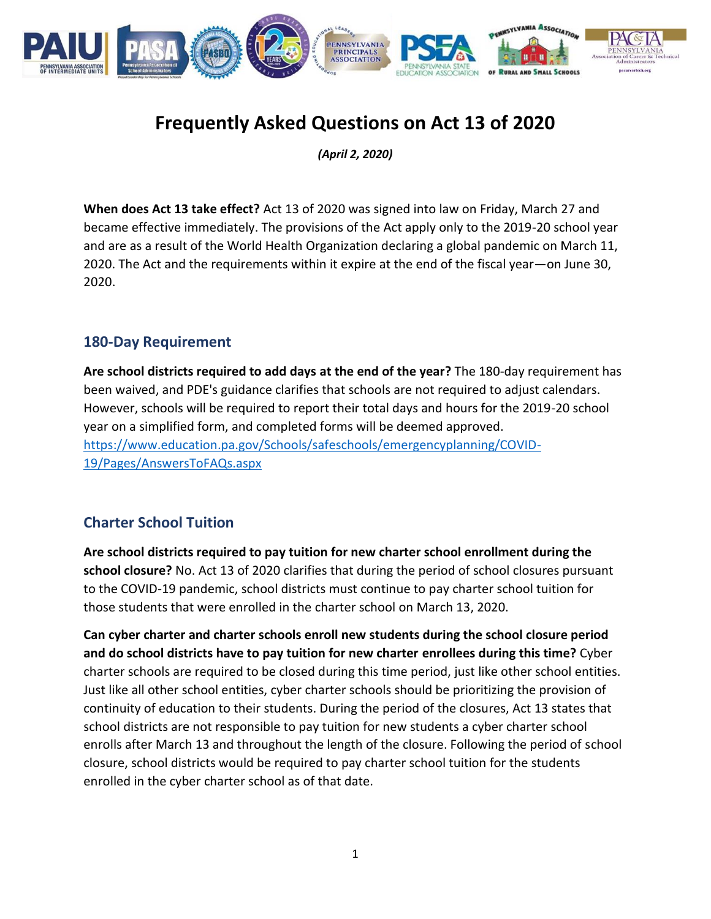# Frequently Asked Questions on Act 13 of 2020

*(April 2, 2020)*

**When does Act 13 take effect?** Act 13 of 2020 was signed into law on Friday, March 27 and became effective immediately. The provisions of the Act apply only to the 2019-20 school year and are as a result of the World Health Organization declaring a global pandemic on March 11, 2020. The Act and the requirements within it expire at the end of the fiscal year—on June 30, 2020.

## 180-Day Requirement

**Are school districts required to add days at the end of the year?** The 180-day requirement has been waived, and PDE's guidance clarifies that schools are not required to adjust calendars. However, schools will be required to report their total days and hours for the 2019-20 school year on a simplified form, and completed forms will be deemed approved. https://www.education.pa.gov/Schools/safeschools/emergencyplanning/COVID-19/Pages/AnswersToFAQs.aspx

## Charter School Tuition

**Are school districts required to pay tuition for new charter school enrollment during the school closure?** No. Act 13 of 2020 clarifies that during the period of school closures pursuant to the COVID-19 pandemic, school districts must continue to pay charter school tuition for those students that were enrolled in the charter school on March 13, 2020.

**Can cyber charter and charter schools enroll new students during the school closure period and do school districts have to pay tuition for new charter enrollees during this time?** Cyber charter schools are required to be closed during this time period, just like other school entities. Just like all other school entities, cyber charter schools should be prioritizing the provision of continuity of education to their students. During the period of the closures, Act 13 states that school districts are not responsible to pay tuition for new students a cyber charter school enrolls after March 13 and throughout the length of the closure. Following the period of school closure, school districts would be required to pay charter school tuition for the students enrolled in the cyber charter school as of that date.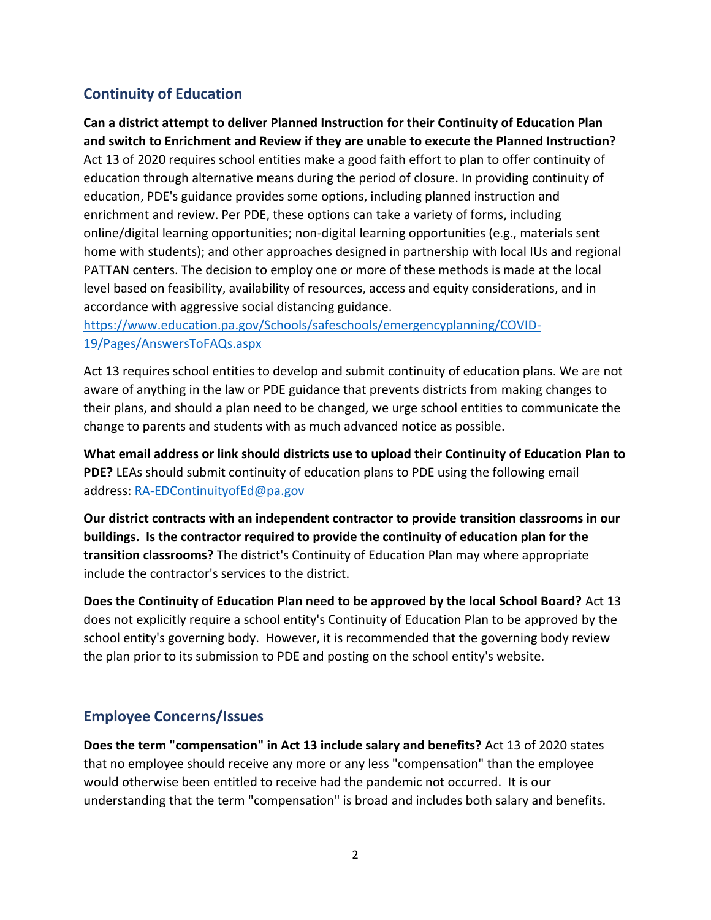## Continuity of Education

**Can a district attempt to deliver Planned Instruction for their Continuity of Education Plan and switch to Enrichment and Review if they are unable to execute the Planned Instruction?** Act 13 of 2020 requires school entities make a good faith effort to plan to offer continuity of education through alternative means during the period of closure. In providing continuity of education, PDE's guidance provides some options, including planned instruction and enrichment and review. Per PDE, these options can take a variety of forms, including online/digital learning opportunities; non-digital learning opportunities (e.g., materials sent home with students); and other approaches designed in partnership with local IUs and regional PATTAN centers. The decision to employ one or more of these methods is made at the local level based on feasibility, availability of resources, access and equity considerations, and in accordance with aggressive social distancing guidance. [https://www.education.pa.gov/Schools/safeschools/emergencyplanning/COVID-19/Pages/AnswersToFAQs.aspx](https://www.education.pa.gov/Schools/safeschools/emergencyplanning/COVID-19/Pages/AnswersToFAQs.aspx)

Act 13 requires school entities to develop and submit continuity of education plans. We are not aware of anything in the law or PDE guidance that prevents districts from making changes to their plans, and should a plan need to be changed, we urge school entities to communicate the change to parents and students with as much advanced notice as possible.

**What email address or link should districts use to upload their Continuity of Education Plan to PDE?** LEAs should submit continuity of education plans to PDE using the following email address: [RA-EDContinuityofEd@pa.gov](mailto:RA-EDContinuityofEd@pa.gov)

**Our district contracts with an independent contractor to provide transition classrooms in our buildings. Is the contractor required to provide the continuity of education plan for the transition classrooms?** The district's Continuity of Education Plan may where appropriate include the contractor's services to the district.

**Does the Continuity of Education Plan need to be approved by the local School Board?** Act 13 does not explicitly require a school entity's Continuity of Education Plan to be approved by the school entity's governing body. However, it is recommended that the governing body review the plan prior to its submission to PDE and posting on the school entity's website.

## Employee Concerns/Issues

**Does the term "compensation" in Act 13 include salary and benefits?** Act 13 of 2020 states that no employee should receive any more or any less "compensation" than the employee would otherwise been entitled to receive had the pandemic not occurred. It is our understanding that the term "compensation" is broad and includes both salary and benefits.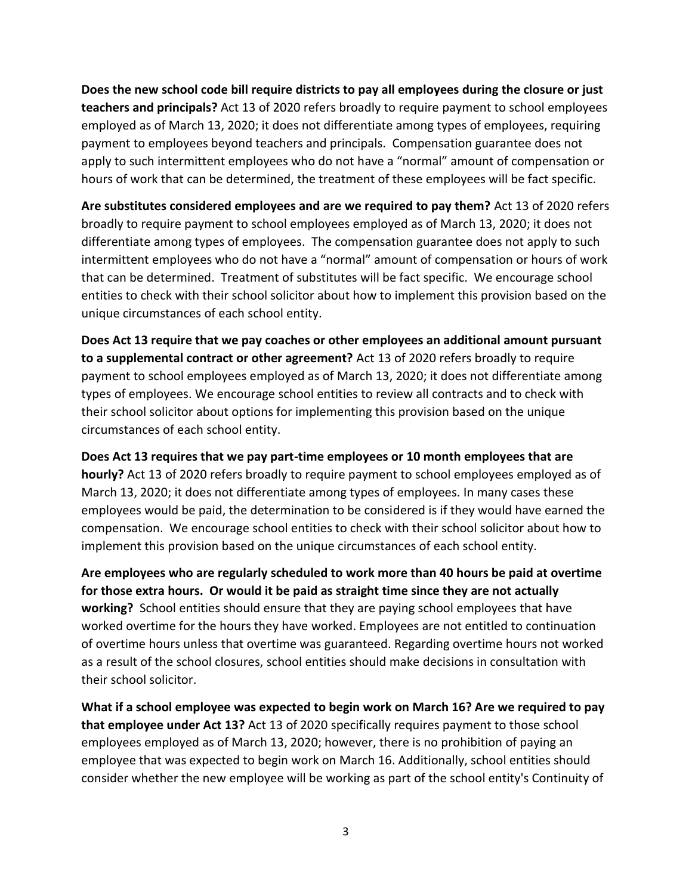**Does the new school code bill require districts to pay all employees during the closure or just teachers and principals?** Act 13 of 2020 refers broadly to require payment to school employees employed as of March 13, 2020; it does not differentiate among types of employees, requiring payment to employees beyond teachers and principals. Compensation guarantee does not apply to such intermittent employees who do not have a "normal" amount of compensation or hours of work that can be determined, the treatment of these employees will be fact specific.

**Are substitutes considered employees and are we required to pay them?** Act 13 of 2020 refers broadly to require payment to school employees employed as of March 13, 2020; it does not differentiate among types of employees. The compensation guarantee does not apply to such intermittent employees who do not have a "normal" amount of compensation or hours of work that can be determined. Treatment of substitutes will be fact specific. We encourage school entities to check with their school solicitor about how to implement this provision based on the unique circumstances of each school entity.

**Does Act 13 require that we pay coaches or other employees an additional amount pursuant to a supplemental contract or other agreement?** Act 13 of 2020 refers broadly to require payment to school employees employed as of March 13, 2020; it does not differentiate among types of employees. We encourage school entities to review all contracts and to check with their school solicitor about options for implementing this provision based on the unique circumstances of each school entity.

**Does Act 13 requires that we pay part-time employees or 10 month employees that are hourly?** Act 13 of 2020 refers broadly to require payment to school employees employed as of March 13, 2020; it does not differentiate among types of employees. In many cases these employees would be paid, the determination to be considered is if they would have earned the compensation. We encourage school entities to check with their school solicitor about how to implement this provision based on the unique circumstances of each school entity.

**Are employees who are regularly scheduled to work more than 40 hours be paid at overtime for those extra hours. Or would it be paid as straight time since they are not actually working?** School entities should ensure that they are paying school employees that have worked overtime for the hours they have worked. Employees are not entitled to continuation of overtime hours unless that overtime was guaranteed. Regarding overtime hours not worked as a result of the school closures, school entities should make decisions in consultation with their school solicitor.

**What if a school employee was expected to begin work on March 16? Are we required to pay that employee under Act 13?** Act 13 of 2020 specifically requires payment to those school employees employed as of March 13, 2020; however, there is no prohibition of paying an employee that was expected to begin work on March 16. Additionally, school entities should consider whether the new employee will be working as part of the school entity's Continuity of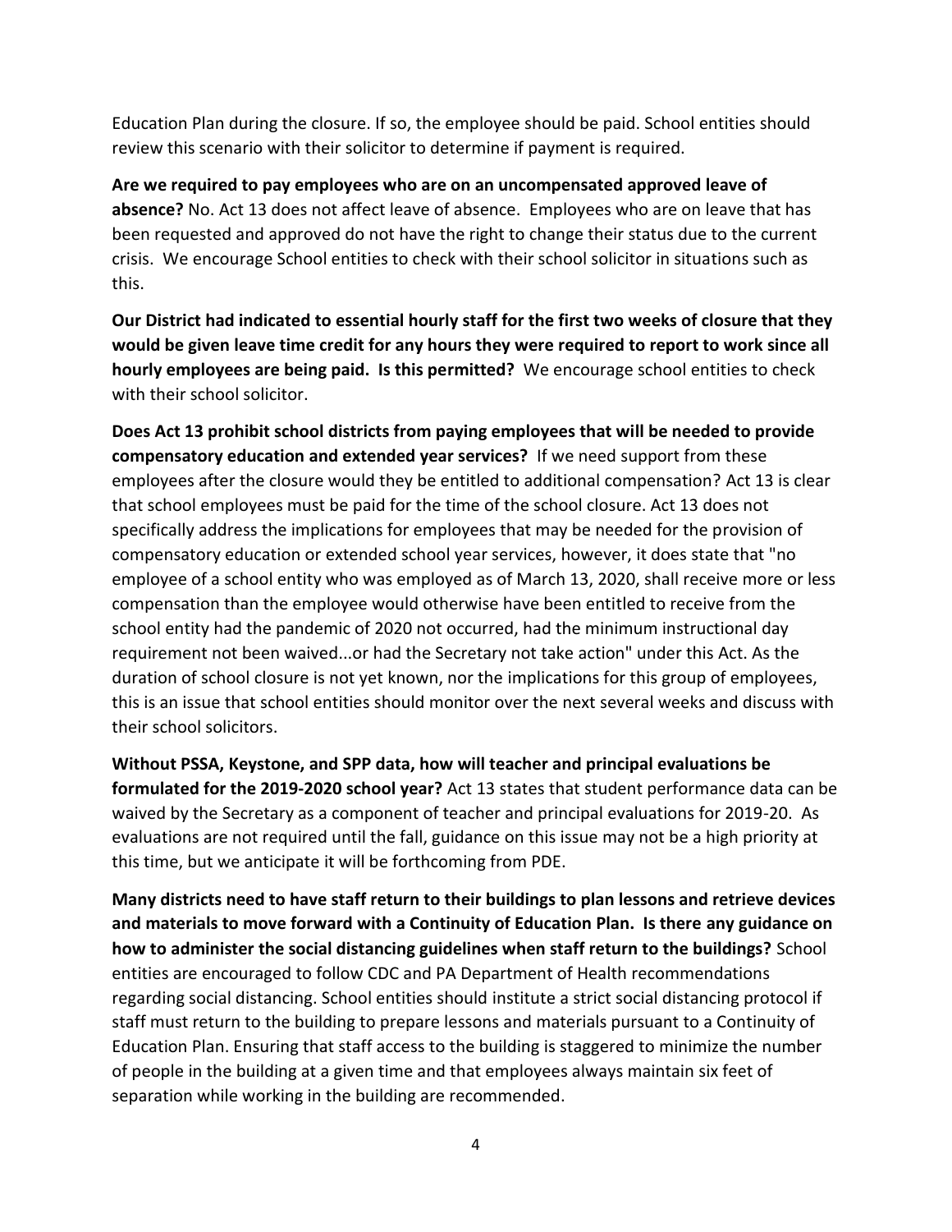Education Plan during the closure. If so, the employee should be paid. School entities should review this scenario with their solicitor to determine if payment is required.

**Are we required to pay employees who are on an uncompensated approved leave of absence?** No. Act 13 does not affect leave of absence. Employees who are on leave that has been requested and approved do not have the right to change their status due to the current crisis. We encourage School entities to check with their school solicitor in situations such as this.

**Our District had indicated to essential hourly staff for the first two weeks of closure that they would be given leave time credit for any hours they were required to report to work since all hourly employees are being paid. Is this permitted?** We encourage school entities to check with their school solicitor.

**Does Act 13 prohibit school districts from paying employees that will be needed to provide compensatory education and extended year services?** If we need support from these employees after the closure would they be entitled to additional compensation? Act 13 is clear that school employees must be paid for the time of the school closure. Act 13 does not specifically address the implications for employees that may be needed for the provision of compensatory education or extended school year services, however, it does state that "no employee of a school entity who was employed as of March 13, 2020, shall receive more or less compensation than the employee would otherwise have been entitled to receive from the school entity had the pandemic of 2020 not occurred, had the minimum instructional day requirement not been waived...or had the Secretary not take action" under this Act. As the duration of school closure is not yet known, nor the implications for this group of employees, this is an issue that school entities should monitor over the next several weeks and discuss with their school solicitors.

**Without PSSA, Keystone, and SPP data, how will teacher and principal evaluations be formulated for the 2019-2020 school year?** Act 13 states that student performance data can be waived by the Secretary as a component of teacher and principal evaluations for 2019-20. As evaluations are not required until the fall, guidance on this issue may not be a high priority at this time, but we anticipate it will be forthcoming from PDE.

**Many districts need to have staff return to their buildings to plan lessons and retrieve devices and materials to move forward with a Continuity of Education Plan. Is there any guidance on how to administer the social distancing guidelines when staff return to the buildings?** School entities are encouraged to follow CDC and PA Department of Health recommendations regarding social distancing. School entities should institute a strict social distancing protocol if staff must return to the building to prepare lessons and materials pursuant to a Continuity of Education Plan. Ensuring that staff access to the building is staggered to minimize the number of people in the building at a given time and that employees always maintain six feet of separation while working in the building are recommended.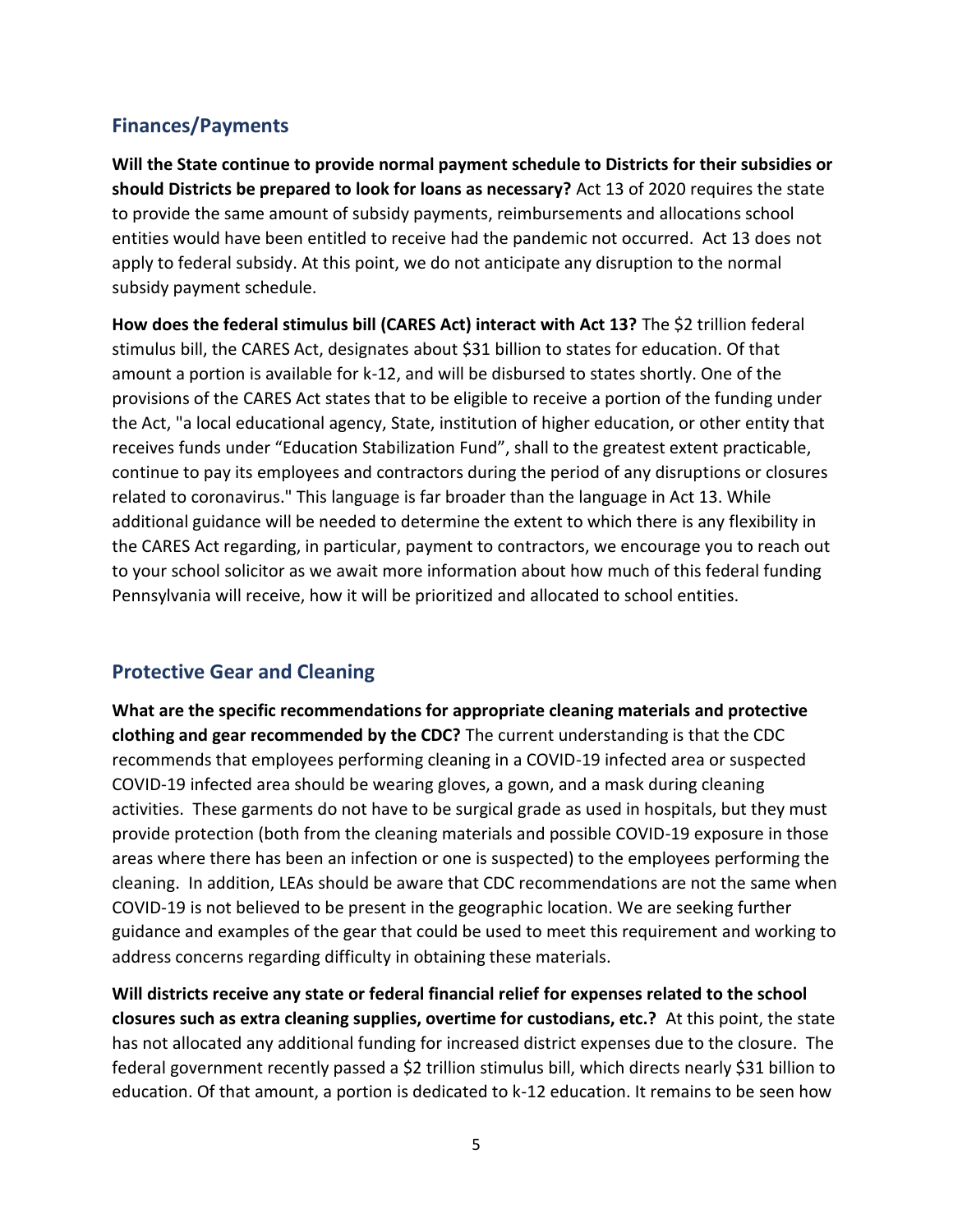## Finances/Payments

**Will the State continue to provide normal payment schedule to Districts for their subsidies or should Districts be prepared to look for loans as necessary?** Act 13 of 2020 requires the state to provide the same amount of subsidy payments, reimbursements and allocations school entities would have been entitled to receive had the pandemic not occurred. Act 13 does not apply to federal subsidy. At this point, we do not anticipate any disruption to the normal subsidy payment schedule.

**How does the federal stimulus bill (CARES Act) interact with Act 13?** The $2 trillion federal stimulus bill, the CARES Act, designates about $31 billion to states for education. Of that amount a portion is available for k-12, and will be disbursed to states shortly. One of the provisions of the CARES Act states that to be eligible to receive a portion of the funding under the Act, "a local educational agency, State, institution of higher education, or other entity that receives funds under "Education Stabilization Fund", shall to the greatest extent practicable, continue to pay its employees and contractors during the period of any disruptions or closures related to coronavirus." This language is far broader than the language in Act 13. While additional guidance will be needed to determine the extent to which there is any flexibility in the CARES Act regarding, in particular, payment to contractors, we encourage you to reach out to your school solicitor as we await more information about how much of this federal funding Pennsylvania will receive, how it will be prioritized and allocated to school entities.

## Protective Gear and Cleaning

**What are the specific recommendations for appropriate cleaning materials and protective clothing and gear recommended by the CDC?** The current understanding is that the CDC recommends that employees performing cleaning in a COVID-19 infected area or suspected COVID-19 infected area should be wearing gloves, a gown, and a mask during cleaning activities. These garments do not have to be surgical grade as used in hospitals, but they must provide protection (both from the cleaning materials and possible COVID-19 exposure in those areas where there has been an infection or one is suspected) to the employees performing the cleaning. In addition, LEAs should be aware that CDC recommendations are not the same when COVID-19 is not believed to be present in the geographic location. We are seeking further guidance and examples of the gear that could be used to meet this requirement and working to address concerns regarding difficulty in obtaining these materials.

**Will districts receive any state or federal financial relief for expenses related to the school closures such as extra cleaning supplies, overtime for custodians, etc.?** At this point, the state has not allocated any additional funding for increased district expenses due to the closure. The federal government recently passed a $2 trillion stimulus bill, which directs nearly $31 billion to education. Of that amount, a portion is dedicated to k-12 education. It remains to be seen how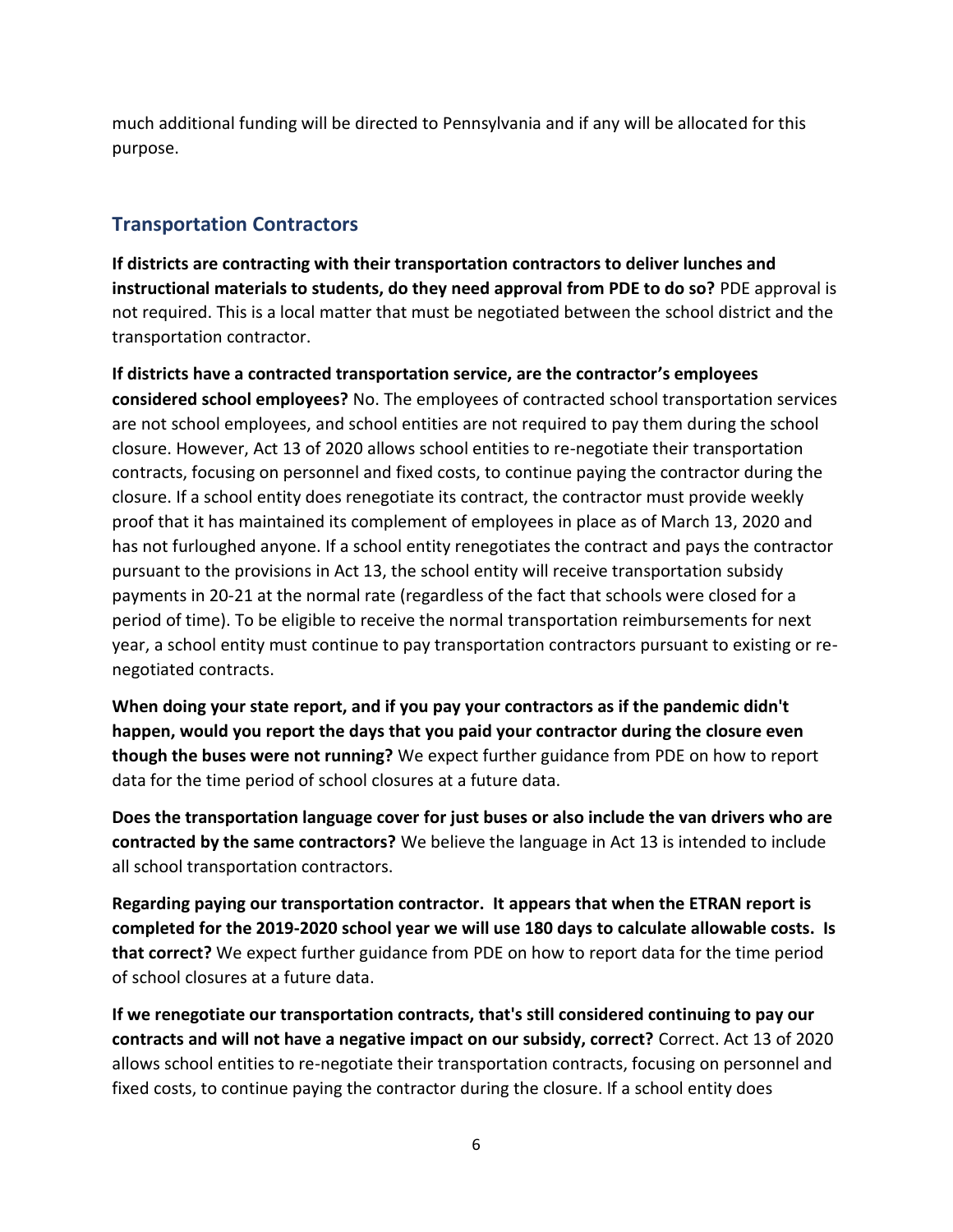much additional funding will be directed to Pennsylvania and if any will be allocated for this purpose.

## Transportation Contractors

**If districts are contracting with their transportation contractors to deliver lunches and instructional materials to students, do they need approval from PDE to do so?** PDE approval is not required. This is a local matter that must be negotiated between the school district and the transportation contractor.

**If districts have a contracted transportation service, are the contractor's employees considered school employees?** No. The employees of contracted school transportation services are not school employees, and school entities are not required to pay them during the school closure. However, Act 13 of 2020 allows school entities to re-negotiate their transportation contracts, focusing on personnel and fixed costs, to continue paying the contractor during the closure. If a school entity does renegotiate its contract, the contractor must provide weekly proof that it has maintained its complement of employees in place as of March 13, 2020 and has not furloughed anyone. If a school entity renegotiates the contract and pays the contractor pursuant to the provisions in Act 13, the school entity will receive transportation subsidy payments in 20-21 at the normal rate (regardless of the fact that schools were closed for a period of time). To be eligible to receive the normal transportation reimbursements for next year, a school entity must continue to pay transportation contractors pursuant to existing or re-negotiated contracts.

**When doing your state report, and if you pay your contractors as if the pandemic didn't happen, would you report the days that you paid your contractor during the closure even though the buses were not running?** We expect further guidance from PDE on how to report data for the time period of school closures at a future data.

**Does the transportation language cover for just buses or also include the van drivers who are contracted by the same contractors?** We believe the language in Act 13 is intended to include all school transportation contractors.

**Regarding paying our transportation contractor. It appears that when the ETRAN report is completed for the 2019-2020 school year we will use 180 days to calculate allowable costs. Is that correct?** We expect further guidance from PDE on how to report data for the time period of school closures at a future data.

**If we renegotiate our transportation contracts, that's still considered continuing to pay our contracts and will not have a negative impact on our subsidy, correct?** Correct. Act 13 of 2020 allows school entities to re-negotiate their transportation contracts, focusing on personnel and fixed costs, to continue paying the contractor during the closure. If a school entity does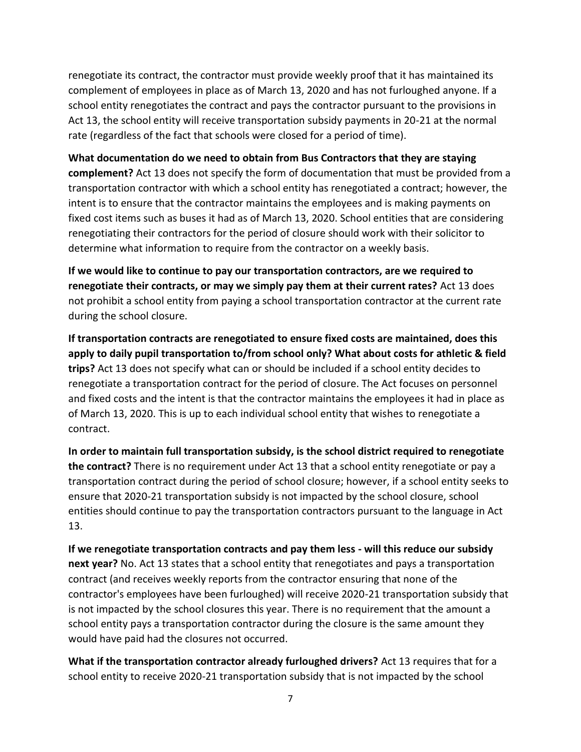renegotiate its contract, the contractor must provide weekly proof that it has maintained its complement of employees in place as of March 13, 2020 and has not furloughed anyone. If a school entity renegotiates the contract and pays the contractor pursuant to the provisions in Act 13, the school entity will receive transportation subsidy payments in 20-21 at the normal rate (regardless of the fact that schools were closed for a period of time).

**What documentation do we need to obtain from Bus Contractors that they are staying complement?** Act 13 does not specify the form of documentation that must be provided from a transportation contractor with which a school entity has renegotiated a contract; however, the intent is to ensure that the contractor maintains the employees and is making payments on fixed cost items such as buses it had as of March 13, 2020. School entities that are considering renegotiating their contractors for the period of closure should work with their solicitor to determine what information to require from the contractor on a weekly basis.

**If we would like to continue to pay our transportation contractors, are we required to renegotiate their contracts, or may we simply pay them at their current rates?** Act 13 does not prohibit a school entity from paying a school transportation contractor at the current rate during the school closure.

**If transportation contracts are renegotiated to ensure fixed costs are maintained, does this apply to daily pupil transportation to/from school only? What about costs for athletic & field trips?** Act 13 does not specify what can or should be included if a school entity decides to renegotiate a transportation contract for the period of closure. The Act focuses on personnel and fixed costs and the intent is that the contractor maintains the employees it had in place as of March 13, 2020. This is up to each individual school entity that wishes to renegotiate a contract.

**In order to maintain full transportation subsidy, is the school district required to renegotiate the contract?** There is no requirement under Act 13 that a school entity renegotiate or pay a transportation contract during the period of school closure; however, if a school entity seeks to ensure that 2020-21 transportation subsidy is not impacted by the school closure, school entities should continue to pay the transportation contractors pursuant to the language in Act 13.

**If we renegotiate transportation contracts and pay them less - will this reduce our subsidy next year?** No. Act 13 states that a school entity that renegotiates and pays a transportation contract (and receives weekly reports from the contractor ensuring that none of the contractor's employees have been furloughed) will receive 2020-21 transportation subsidy that is not impacted by the school closures this year. There is no requirement that the amount a school entity pays a transportation contractor during the closure is the same amount they would have paid had the closures not occurred.

**What if the transportation contractor already furloughed drivers?** Act 13 requires that for a school entity to receive 2020-21 transportation subsidy that is not impacted by the school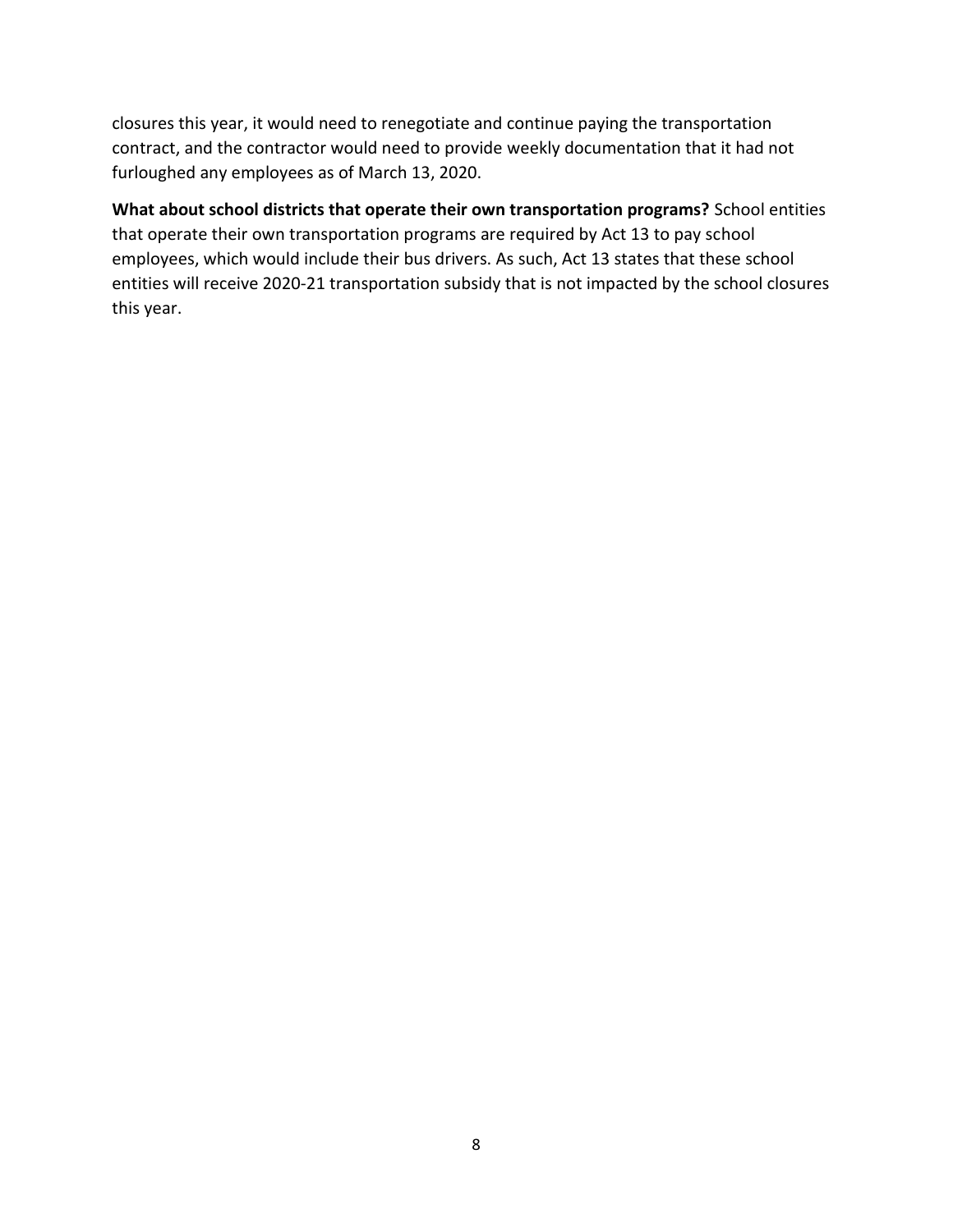closures this year, it would need to renegotiate and continue paying the transportation contract, and the contractor would need to provide weekly documentation that it had not furloughed any employees as of March 13, 2020.

**What about school districts that operate their own transportation programs?** School entities that operate their own transportation programs are required by Act 13 to pay school employees, which would include their bus drivers. As such, Act 13 states that these school entities will receive 2020-21 transportation subsidy that is not impacted by the school closures this year.